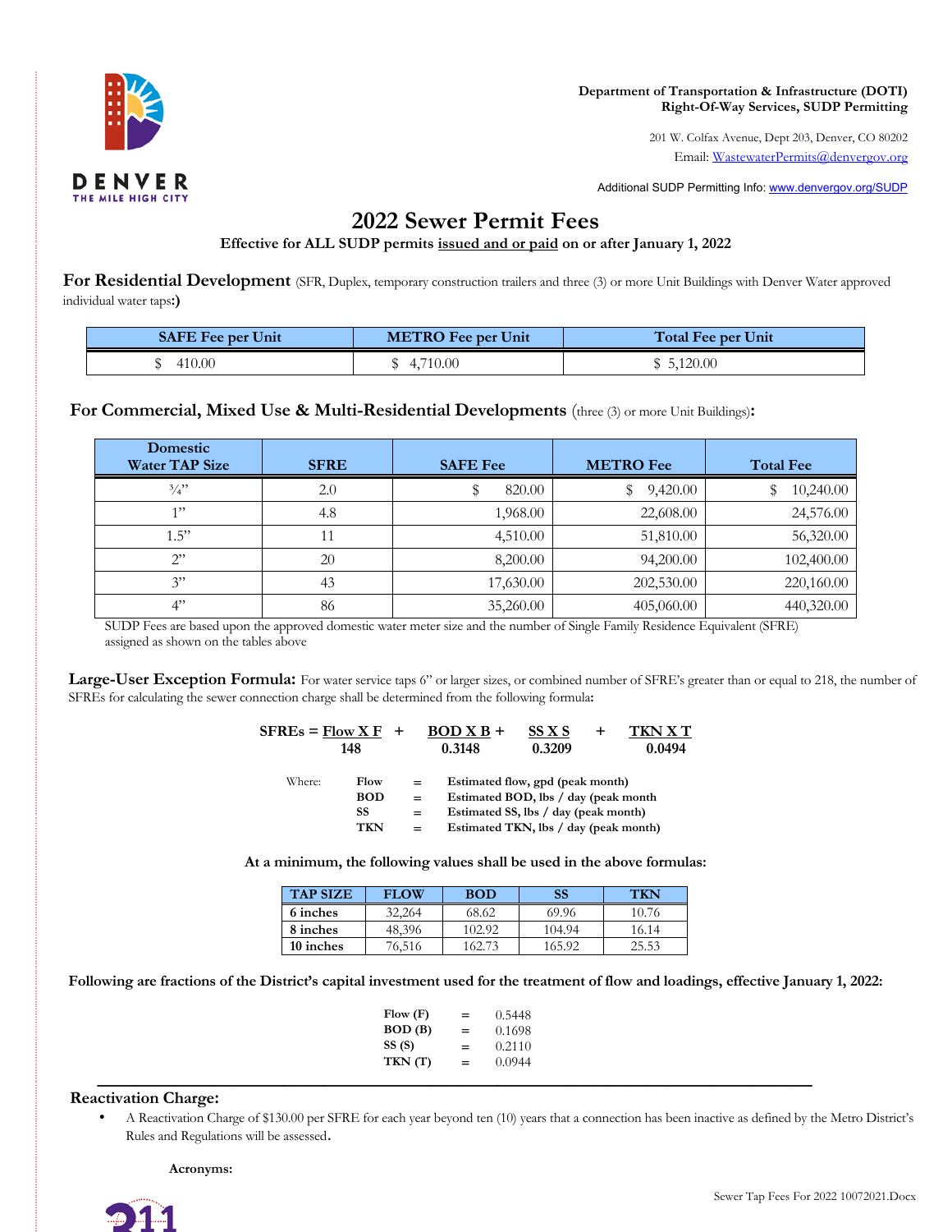Department of Transportation & Infrastructure (DOTI)
Right-Of-Way Services, SUDP Permitting

201 W. Colfax Avenue, Dept 203, Denver, CO 80202
Email: WastewaterPermits@denvergov.org

Additional SUDP Permitting Info: www.denvergov.org/SUDP

# 2022 Sewer Permit Fees

**Effective for ALL SUDP permits issued and or paid on or after January 1, 2022**

## For Residential Development (SFR, Duplex, temporary construction trailers and three (3) or more Unit Buildings with Denver Water approved individual water taps:)

| SAFE Fee per Unit | METRO Fee per Unit | Total Fee per Unit |
|---|---|---|
| $ 410.00 | $ 4,710.00 | $ 5,120.00 |

## For Commercial, Mixed Use & Multi-Residential Developments (three (3) or more Unit Buildings):

| Domestic Water TAP Size | SFRE | SAFE Fee | METRO Fee | Total Fee |
|---|---|---|---|---|
| ¾” | 2.0 | $ 820.00 | $ 9,420.00 | $ 10,240.00 |
| 1” | 4.8 | 1,968.00 | 22,608.00 | 24,576.00 |
| 1.5” | 11 | 4,510.00 | 51,810.00 | 56,320.00 |
| 2” | 20 | 8,200.00 | 94,200.00 | 102,400.00 |
| 3” | 43 | 17,630.00 | 202,530.00 | 220,160.00 |
| 4” | 86 | 35,260.00 | 405,060.00 | 440,320.00 |

SUDP Fees are based upon the approved domestic water meter size and the number of Single Family Residence Equivalent (SFRE) assigned as shown on the tables above

**Large-User Exception Formula:** For water service taps 6” or larger sizes, or combined number of SFRE’s greater than or equal to 218, the number of SFREs for calculating the sewer connection charge shall be determined from the following formula:

$$\text{SFREs} = \frac{\text{Flow} \times F}{148} + \frac{\text{BOD} \times B}{0.3148} + \frac{\text{SS} \times S}{0.3209} + \frac{\text{TKN} \times T}{0.0494}$$

Where:

| | | |
|---|---|---|
| **Flow** | = | **Estimated flow, gpd (peak month)** |
| **BOD** | = | **Estimated BOD, lbs / day (peak month** |
| **SS** | = | **Estimated SS, lbs / day (peak month)** |
| **TKN** | = | **Estimated TKN, lbs / day (peak month)** |

**At a minimum, the following values shall be used in the above formulas:**

| TAP SIZE | FLOW | BOD | SS | TKN |
|---|---|---|---|---|
| **6 inches** | 32,264 | 68.62 | 69.96 | 10.76 |
| **8 inches** | 48,396 | 102.92 | 104.94 | 16.14 |
| **10 inches** | 76,516 | 162.73 | 165.92 | 25.53 |

**Following are fractions of the District’s capital investment used for the treatment of flow and loadings, effective January 1, 2022:**

| | | |
|---|---|---|
| **Flow (F)** | = | 0.5448 |
| **BOD (B)** | = | 0.1698 |
| **SS (S)** | = | 0.2110 |
| **TKN (T)** | = | 0.0944 |

## Reactivation Charge:

- A Reactivation Charge of $130.00 per SFRE for each year beyond ten (10) years that a connection has been inactive as defined by the Metro District’s Rules and Regulations will be assessed.

**Acronyms:**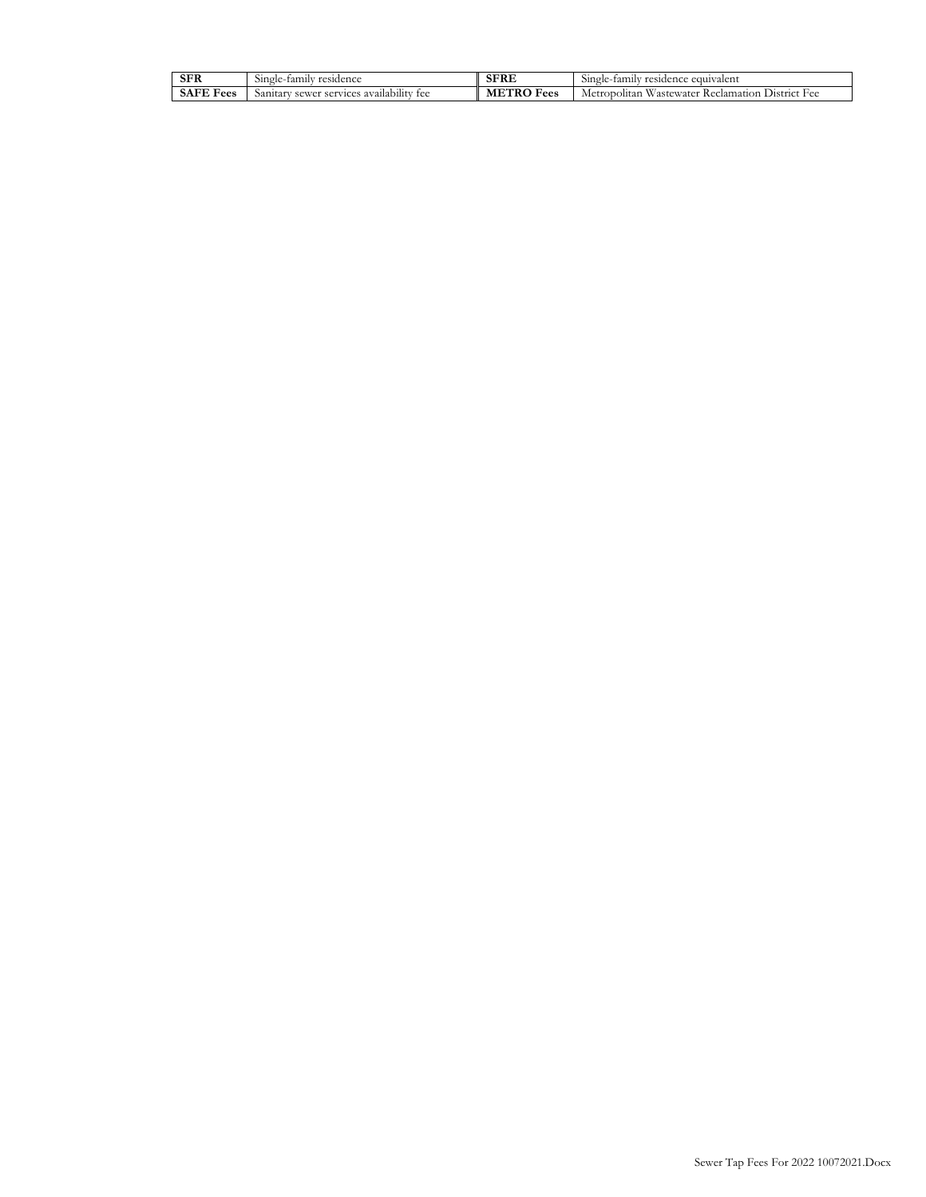| | | | |
|---|---|---|---|
| **SFR** | Single-family residence | **SFRE** | Single-family residence equivalent |
| **SAFE Fees** | Sanitary sewer services availability fee | **METRO Fees** | Metropolitan Wastewater Reclamation District Fee |